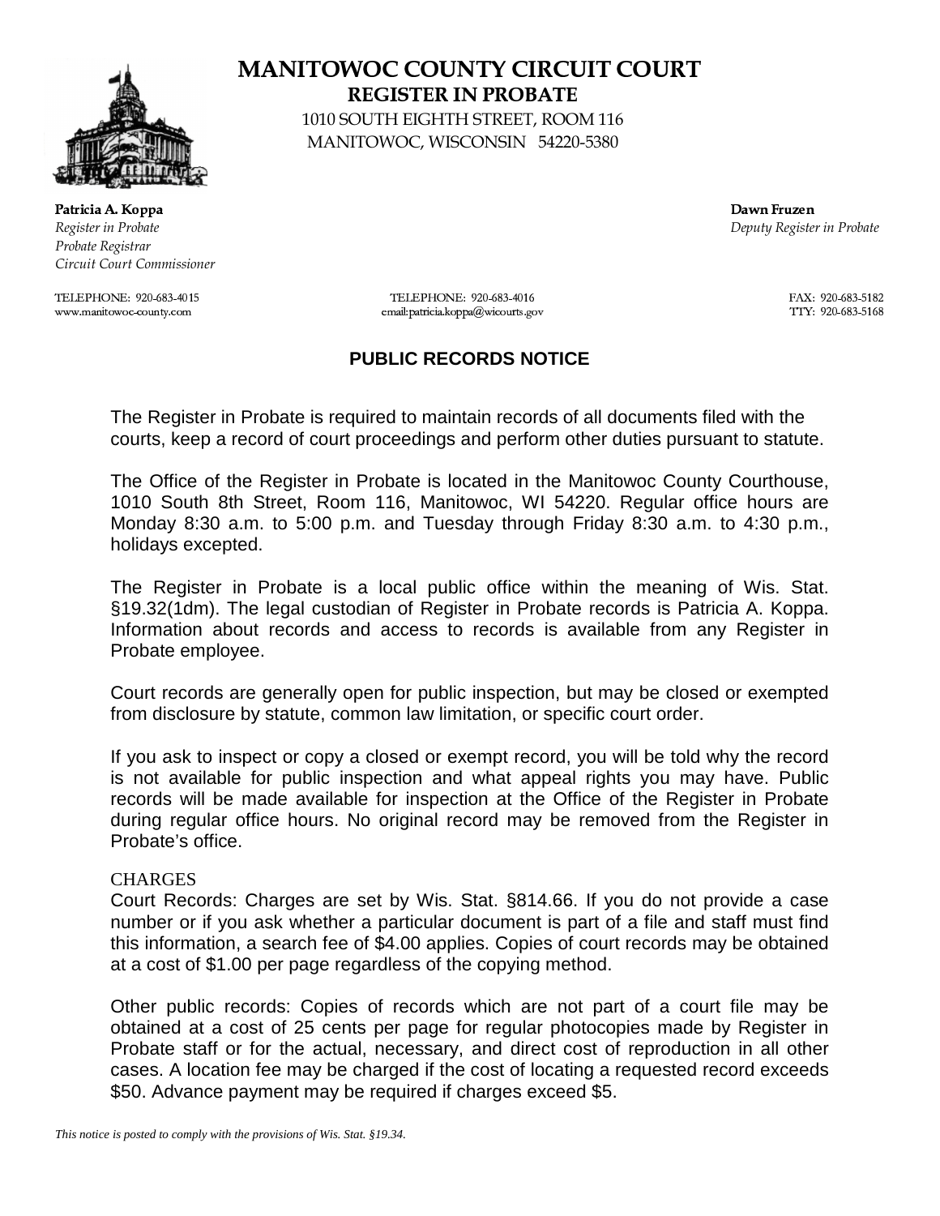# MANITOWOC COUNTY CIRCUIT COURT

## REGISTER IN PROBATE

1010 SOUTH EIGHTH STREET, ROOM 116
MANITOWOC, WISCONSIN 54220-5380

**Patricia A. Koppa**
*Register in Probate*
*Probate Registrar*
*Circuit Court Commissioner*

**Dawn Fruzen**
*Deputy Register in Probate*

TELEPHONE: 920-683-4015
www.manitowoc-county.com

TELEPHONE: 920-683-4016
email:patricia.koppa@wicourts.gov

FAX: 920-683-5182
TTY: 920-683-5168

## PUBLIC RECORDS NOTICE

The Register in Probate is required to maintain records of all documents filed with the courts, keep a record of court proceedings and perform other duties pursuant to statute.

The Office of the Register in Probate is located in the Manitowoc County Courthouse, 1010 South 8th Street, Room 116, Manitowoc, WI 54220. Regular office hours are Monday 8:30 a.m. to 5:00 p.m. and Tuesday through Friday 8:30 a.m. to 4:30 p.m., holidays excepted.

The Register in Probate is a local public office within the meaning of Wis. Stat. §19.32(1dm). The legal custodian of Register in Probate records is Patricia A. Koppa. Information about records and access to records is available from any Register in Probate employee.

Court records are generally open for public inspection, but may be closed or exempted from disclosure by statute, common law limitation, or specific court order.

If you ask to inspect or copy a closed or exempt record, you will be told why the record is not available for public inspection and what appeal rights you may have. Public records will be made available for inspection at the Office of the Register in Probate during regular office hours. No original record may be removed from the Register in Probate's office.

CHARGES

Court Records: Charges are set by Wis. Stat. §814.66. If you do not provide a case number or if you ask whether a particular document is part of a file and staff must find this information, a search fee of $4.00 applies. Copies of court records may be obtained at a cost of $1.00 per page regardless of the copying method.

Other public records: Copies of records which are not part of a court file may be obtained at a cost of 25 cents per page for regular photocopies made by Register in Probate staff or for the actual, necessary, and direct cost of reproduction in all other cases. A location fee may be charged if the cost of locating a requested record exceeds $50. Advance payment may be required if charges exceed $5.

*This notice is posted to comply with the provisions of Wis. Stat. §19.34.*